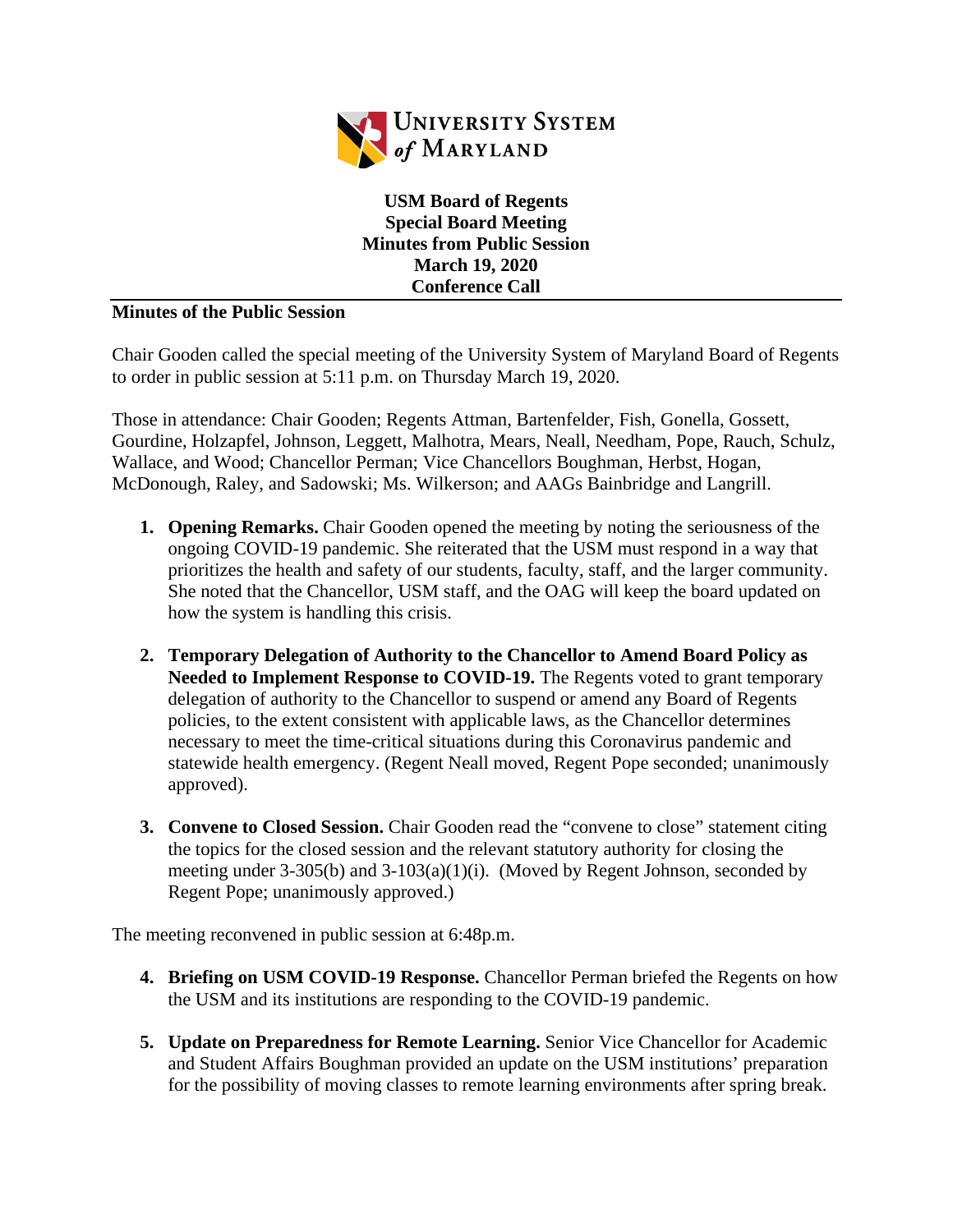# USM Board of Regents
## Special Board Meeting
## Minutes from Public Session
## March 19, 2020
## Conference Call

**Minutes of the Public Session**

Chair Gooden called the special meeting of the University System of Maryland Board of Regents to order in public session at 5:11 p.m. on Thursday March 19, 2020.

Those in attendance: Chair Gooden; Regents Attman, Bartenfelder, Fish, Gonella, Gossett, Gourdine, Holzapfel, Johnson, Leggett, Malhotra, Mears, Neall, Needham, Pope, Rauch, Schulz, Wallace, and Wood; Chancellor Perman; Vice Chancellors Boughman, Herbst, Hogan, McDonough, Raley, and Sadowski; Ms. Wilkerson; and AAGs Bainbridge and Langrill.

1. **Opening Remarks.** Chair Gooden opened the meeting by noting the seriousness of the ongoing COVID-19 pandemic. She reiterated that the USM must respond in a way that prioritizes the health and safety of our students, faculty, staff, and the larger community. She noted that the Chancellor, USM staff, and the OAG will keep the board updated on how the system is handling this crisis.

2. **Temporary Delegation of Authority to the Chancellor to Amend Board Policy as Needed to Implement Response to COVID-19.** The Regents voted to grant temporary delegation of authority to the Chancellor to suspend or amend any Board of Regents policies, to the extent consistent with applicable laws, as the Chancellor determines necessary to meet the time-critical situations during this Coronavirus pandemic and statewide health emergency. (Regent Neall moved, Regent Pope seconded; unanimously approved).

3. **Convene to Closed Session.** Chair Gooden read the "convene to close" statement citing the topics for the closed session and the relevant statutory authority for closing the meeting under 3-305(b) and 3-103(a)(1)(i). (Moved by Regent Johnson, seconded by Regent Pope; unanimously approved.)

The meeting reconvened in public session at 6:48p.m.

4. **Briefing on USM COVID-19 Response.** Chancellor Perman briefed the Regents on how the USM and its institutions are responding to the COVID-19 pandemic.

5. **Update on Preparedness for Remote Learning.** Senior Vice Chancellor for Academic and Student Affairs Boughman provided an update on the USM institutions' preparation for the possibility of moving classes to remote learning environments after spring break.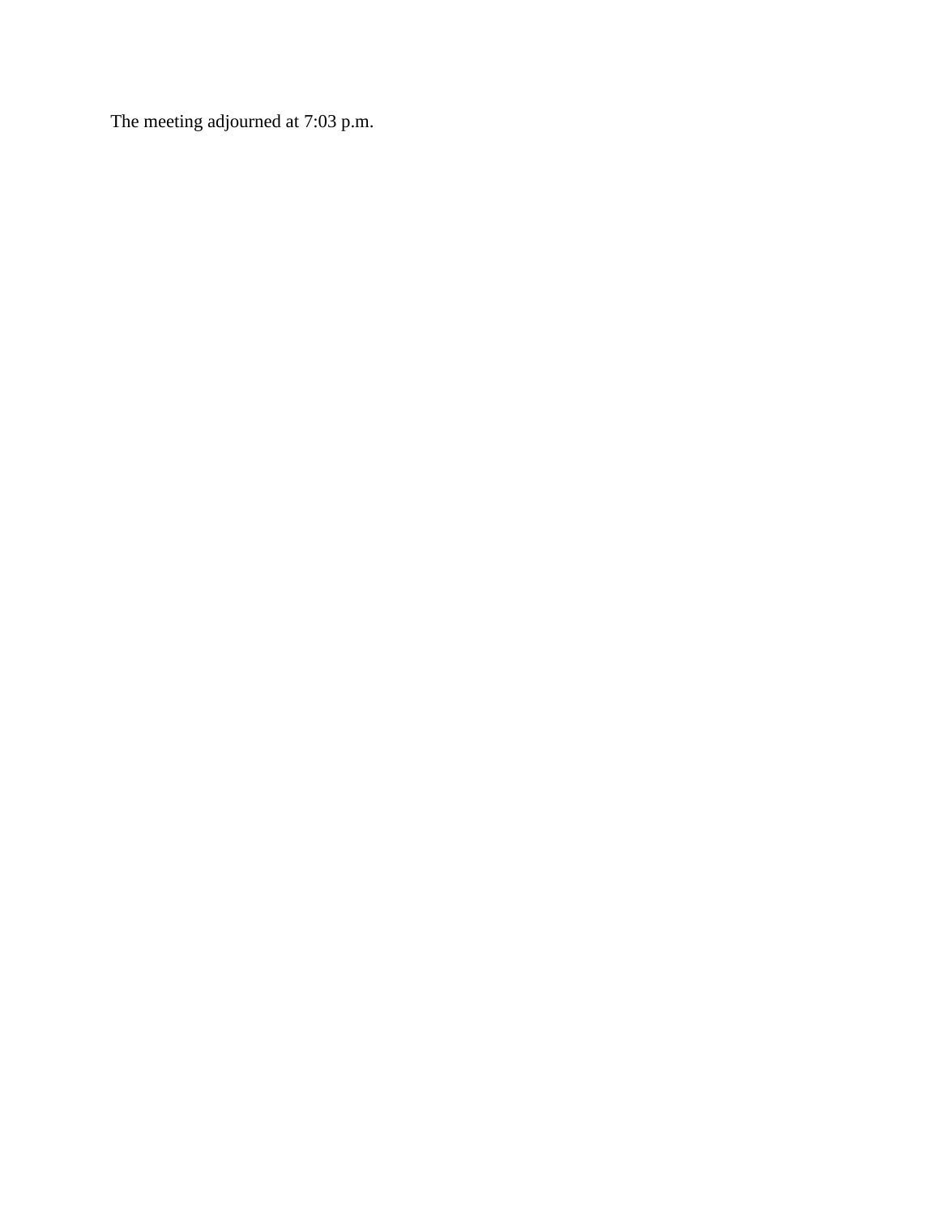The meeting adjourned at 7:03 p.m.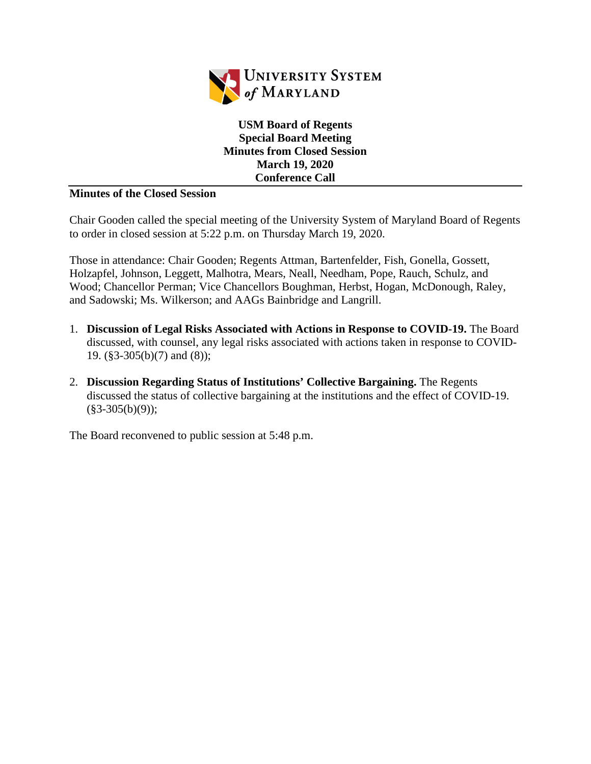UNIVERSITY SYSTEM *of* MARYLAND

**USM Board of Regents**
**Special Board Meeting**
**Minutes from Closed Session**
**March 19, 2020**
**Conference Call**

**Minutes of the Closed Session**

Chair Gooden called the special meeting of the University System of Maryland Board of Regents to order in closed session at 5:22 p.m. on Thursday March 19, 2020.

Those in attendance: Chair Gooden; Regents Attman, Bartenfelder, Fish, Gonella, Gossett, Holzapfel, Johnson, Leggett, Malhotra, Mears, Neall, Needham, Pope, Rauch, Schulz, and Wood; Chancellor Perman; Vice Chancellors Boughman, Herbst, Hogan, McDonough, Raley, and Sadowski; Ms. Wilkerson; and AAGs Bainbridge and Langrill.

1. **Discussion of Legal Risks Associated with Actions in Response to COVID-19.** The Board discussed, with counsel, any legal risks associated with actions taken in response to COVID-19. (§3-305(b)(7) and (8));

2. **Discussion Regarding Status of Institutions' Collective Bargaining.** The Regents discussed the status of collective bargaining at the institutions and the effect of COVID-19. (§3-305(b)(9));

The Board reconvened to public session at 5:48 p.m.